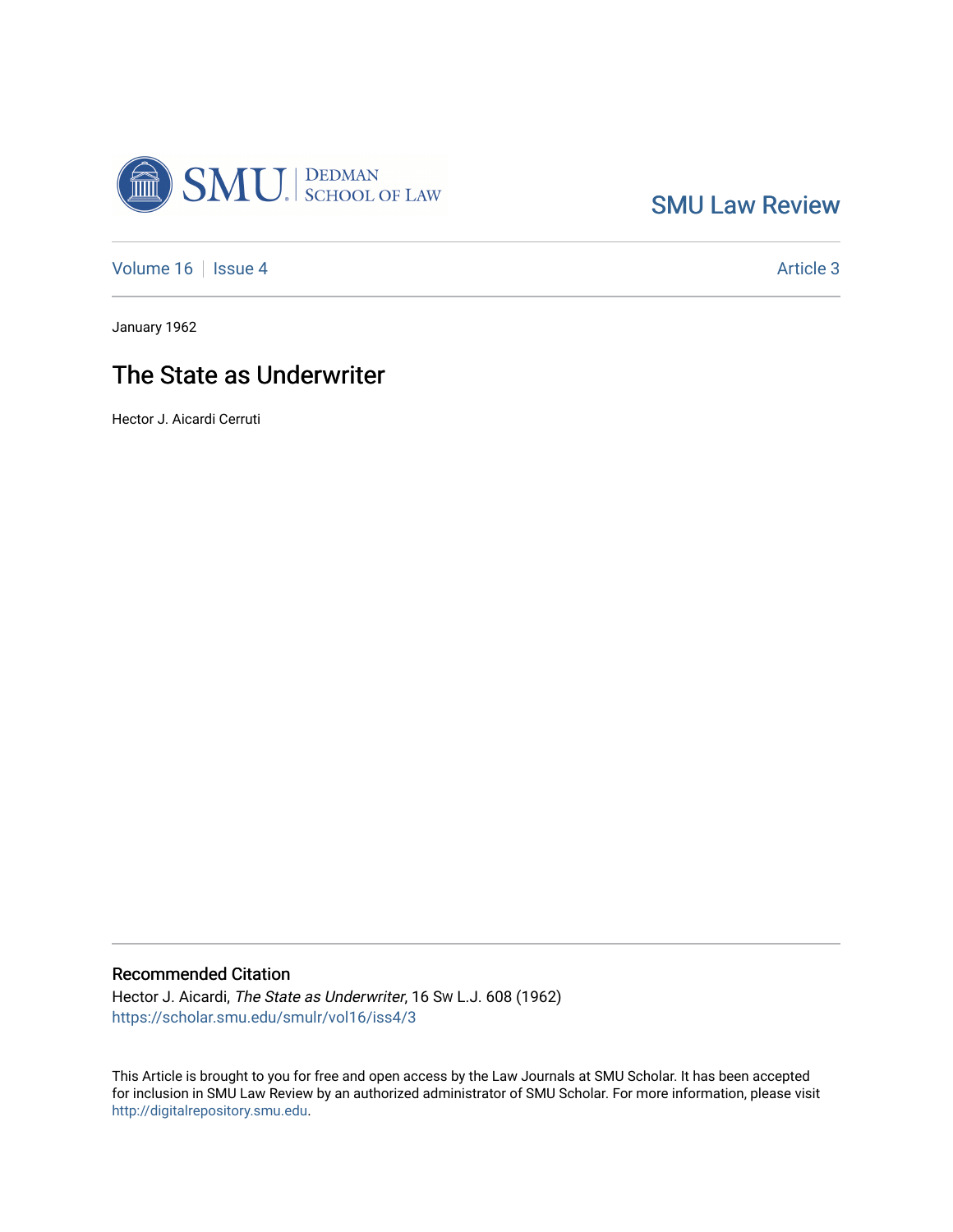SMU Law Review

Volume 16 | Issue 4 | Article 3

January 1962

# The State as Underwriter

Hector J. Aicardi Cerruti

## Recommended Citation

Hector J. Aicardi, *The State as Underwriter*, 16 Sw L.J. 608 (1962)
https://scholar.smu.edu/smulr/vol16/iss4/3

This Article is brought to you for free and open access by the Law Journals at SMU Scholar. It has been accepted for inclusion in SMU Law Review by an authorized administrator of SMU Scholar. For more information, please visit http://digitalrepository.smu.edu.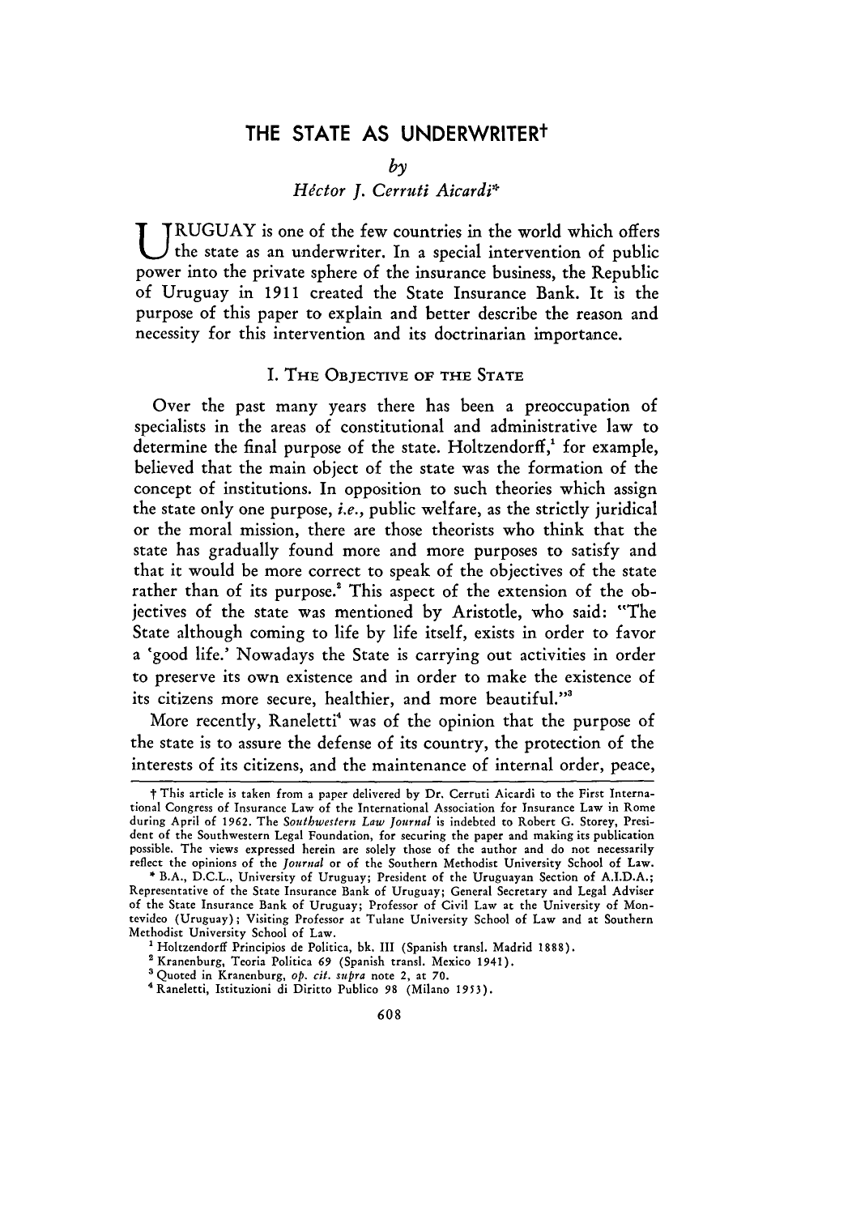# THE STATE AS UNDERWRITER†

*by*

*Héctor J. Cerruti Aicardi**

URUGUAY is one of the few countries in the world which offers the state as an underwriter. In a special intervention of public power into the private sphere of the insurance business, the Republic of Uruguay in 1911 created the State Insurance Bank. It is the purpose of this paper to explain and better describe the reason and necessity for this intervention and its doctrinarian importance.

## I. THE OBJECTIVE OF THE STATE

Over the past many years there has been a preoccupation of specialists in the areas of constitutional and administrative law to determine the final purpose of the state. Holtzendorff,[1] for example, believed that the main object of the state was the formation of the concept of institutions. In opposition to such theories which assign the state only one purpose, *i.e.*, public welfare, as the strictly juridical or the moral mission, there are those theorists who think that the state has gradually found more and more purposes to satisfy and that it would be more correct to speak of the objectives of the state rather than of its purpose.[2] This aspect of the extension of the objectives of the state was mentioned by Aristotle, who said: "The State although coming to life by life itself, exists in order to favor a 'good life.' Nowadays the State is carrying out activities in order to preserve its own existence and in order to make the existence of its citizens more secure, healthier, and more beautiful."[3]

More recently, Raneletti[4] was of the opinion that the purpose of the state is to assure the defense of its country, the protection of the interests of its citizens, and the maintenance of internal order, peace,

---

† This article is taken from a paper delivered by Dr. Cerruti Aicardi to the First International Congress of Insurance Law of the International Association for Insurance Law in Rome during April of 1962. The *Southwestern Law Journal* is indebted to Robert G. Storey, President of the Southwestern Legal Foundation, for securing the paper and making its publication possible. The views expressed herein are solely those of the author and do not necessarily reflect the opinions of the *Journal* or of the Southern Methodist University School of Law.

\* B.A., D.C.L., University of Uruguay; President of the Uruguayan Section of A.I.D.A.; Representative of the State Insurance Bank of Uruguay; General Secretary and Legal Adviser of the State Insurance Bank of Uruguay; Professor of Civil Law at the University of Montevideo (Uruguay); Visiting Professor at Tulane University School of Law and at Southern Methodist University School of Law.

[1] Holtzendorff Principios de Politica, bk. III (Spanish transl. Madrid 1888).

[2] Kranenburg, Teoria Politica 69 (Spanish transl. Mexico 1941).

[3] Quoted in Kranenburg, *op. cit. supra* note 2, at 70.

[4] Raneletti, Istituzioni di Diritto Publico 98 (Milano 1953).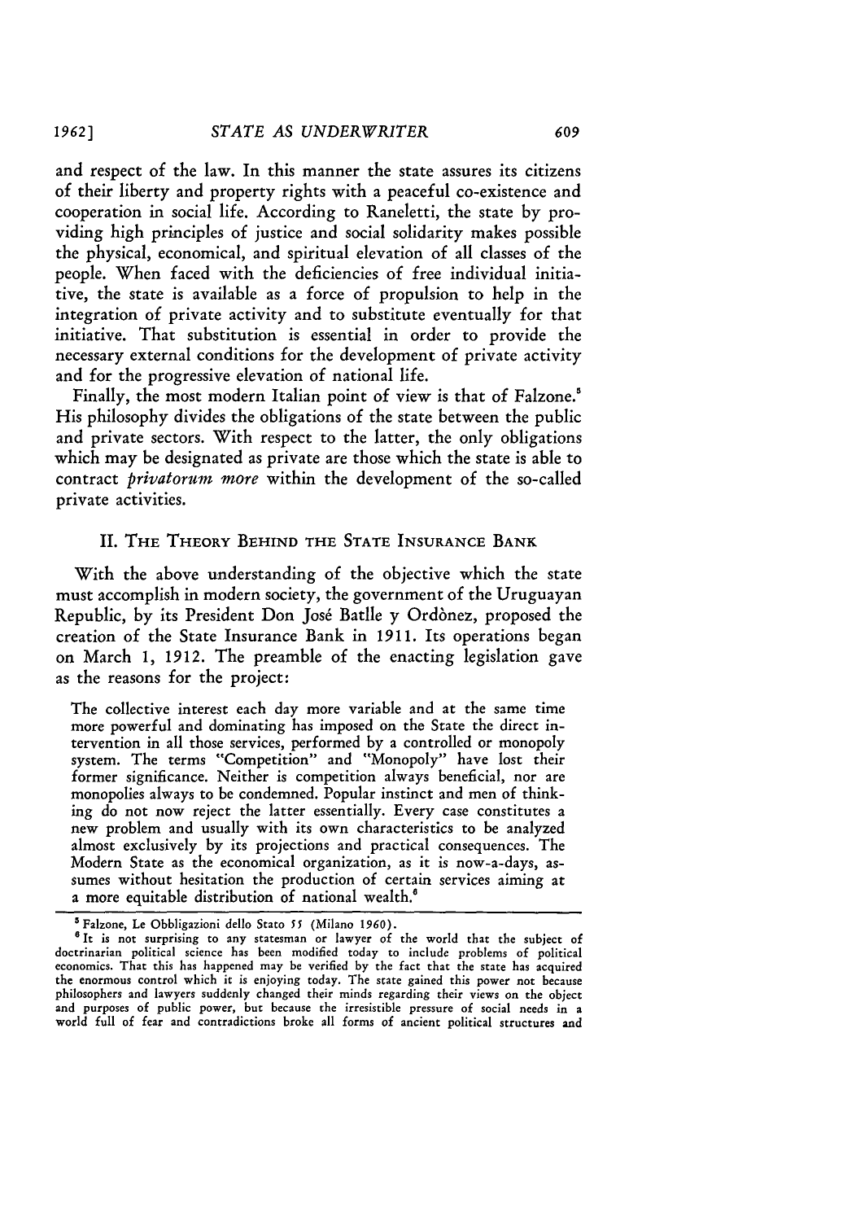and respect of the law. In this manner the state assures its citizens of their liberty and property rights with a peaceful co-existence and cooperation in social life. According to Raneletti, the state by providing high principles of justice and social solidarity makes possible the physical, economical, and spiritual elevation of all classes of the people. When faced with the deficiencies of free individual initiative, the state is available as a force of propulsion to help in the integration of private activity and to substitute eventually for that initiative. That substitution is essential in order to provide the necessary external conditions for the development of private activity and for the progressive elevation of national life.

Finally, the most modern Italian point of view is that of Falzone.[5] His philosophy divides the obligations of the state between the public and private sectors. With respect to the latter, the only obligations which may be designated as private are those which the state is able to contract *privatorum more* within the development of the so-called private activities.

## II. The Theory Behind the State Insurance Bank

With the above understanding of the objective which the state must accomplish in modern society, the government of the Uruguayan Republic, by its President Don José Batlle y Ordònez, proposed the creation of the State Insurance Bank in 1911. Its operations began on March 1, 1912. The preamble of the enacting legislation gave as the reasons for the project:

> The collective interest each day more variable and at the same time more powerful and dominating has imposed on the State the direct intervention in all those services, performed by a controlled or monopoly system. The terms "Competition" and "Monopoly" have lost their former significance. Neither is competition always beneficial, nor are monopolies always to be condemned. Popular instinct and men of thinking do not now reject the latter essentially. Every case constitutes a new problem and usually with its own characteristics to be analyzed almost exclusively by its projections and practical consequences. The Modern State as the economical organization, as it is now-a-days, assumes without hesitation the production of certain services aiming at a more equitable distribution of national wealth.[6]

---

[5] Falzone, Le Obbligazioni dello Stato 55 (Milano 1960).

[6] It is not surprising to any statesman or lawyer of the world that the subject of doctrinarian political science has been modified today to include problems of political economics. That this has happened may be verified by the fact that the state has acquired the enormous control which it is enjoying today. The state gained this power not because philosophers and lawyers suddenly changed their minds regarding their views on the object and purposes of public power, but because the irresistible pressure of social needs in a world full of fear and contradictions broke all forms of ancient political structures and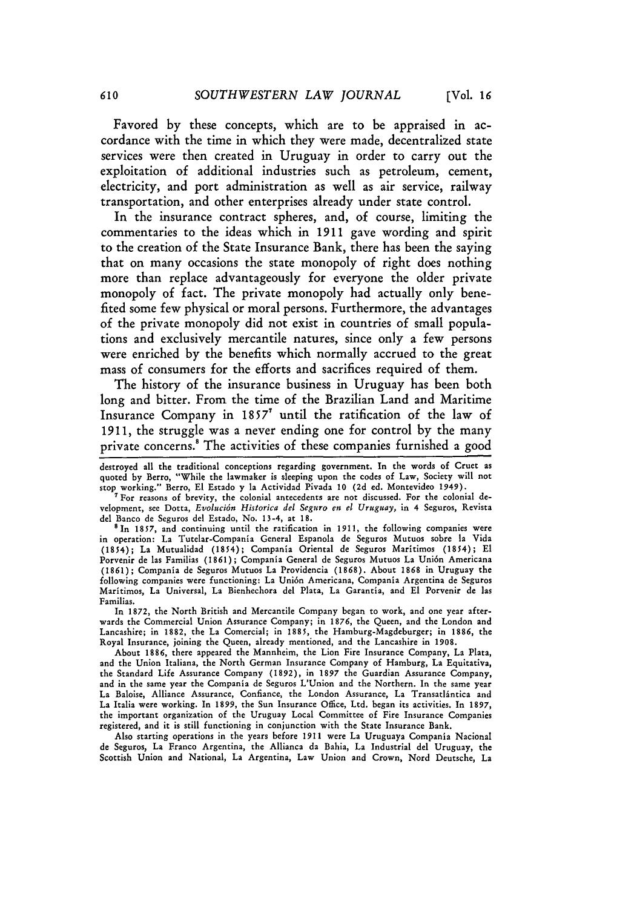Favored by these concepts, which are to be appraised in accordance with the time in which they were made, decentralized state services were then created in Uruguay in order to carry out the exploitation of additional industries such as petroleum, cement, electricity, and port administration as well as air service, railway transportation, and other enterprises already under state control.

In the insurance contract spheres, and, of course, limiting the commentaries to the ideas which in 1911 gave wording and spirit to the creation of the State Insurance Bank, there has been the saying that on many occasions the state monopoly of right does nothing more than replace advantageously for everyone the older private monopoly of fact. The private monopoly had actually only benefited some few physical or moral persons. Furthermore, the advantages of the private monopoly did not exist in countries of small populations and exclusively mercantile natures, since only a few persons were enriched by the benefits which normally accrued to the great mass of consumers for the efforts and sacrifices required of them.

The history of the insurance business in Uruguay has been both long and bitter. From the time of the Brazilian Land and Maritime Insurance Company in 1857[7] until the ratification of the law of 1911, the struggle was a never ending one for control by the many private concerns.[8] The activities of these companies furnished a good

---

destroyed all the traditional conceptions regarding government. In the words of Cruet as quoted by Berro, "While the lawmaker is sleeping upon the codes of Law, Society will not stop working." Berro, El Estado y la Actividad Pivada 10 (2d ed. Montevideo 1949).

[7] For reasons of brevity, the colonial antecedents are not discussed. For the colonial development, see Dotta, *Evolución Historica del Seguro en el Uruguay*, in 4 Seguros, Revista del Banco de Seguros del Estado, No. 13-4, at 18.

[8] In 1857, and continuing until the ratification in 1911, the following companies were in operation: La Tutelar-Companía General Espanola de Seguros Mutuos sobre la Vida (1854); La Mutualidad (1854); Companía Oriental de Seguros Marítimos (1854); El Porvenir de las Familias (1861); Companía General de Seguros Mutuos La Unión Americana (1861); Companía de Seguros Mutuos La Providencia (1868). About 1868 in Uruguay the following companies were functioning: La Unión Americana, Companía Argentina de Seguros Marítimos, La Universal, La Bienhechora del Plata, La Garantía, and El Porvenir de las Familias.

In 1872, the North British and Mercantile Company began to work, and one year afterwards the Commercial Union Assurance Company; in 1876, the Queen, and the London and Lancashire; in 1882, the La Comercial; in 1885, the Hamburg-Magdeburger; in 1886, the Royal Insurance, joining the Queen, already mentioned, and the Lancashire in 1908.

About 1886, there appeared the Mannheim, the Lion Fire Insurance Company, La Plata, and the Union Italiana, the North German Insurance Company of Hamburg, La Equitativa, the Standard Life Assurance Company (1892), in 1897 the Guardian Assurance Company, and in the same year the Companía de Seguros L'Union and the Northern. In the same year La Baloise, Alliance Assurance, Confiance, the London Assurance, La Transatlántica and La Italia were working. In 1899, the Sun Insurance Office, Ltd. began its activities. In 1897, the important organization of the Uruguay Local Committee of Fire Insurance Companies registered, and it is still functioning in conjunction with the State Insurance Bank.

Also starting operations in the years before 1911 were La Uruguaya Companía Nacional de Seguros, La Franco Argentina, the Allianca da Bahia, La Industrial del Uruguay, the Scottish Union and National, La Argentina, Law Union and Crown, Nord Deutsche, La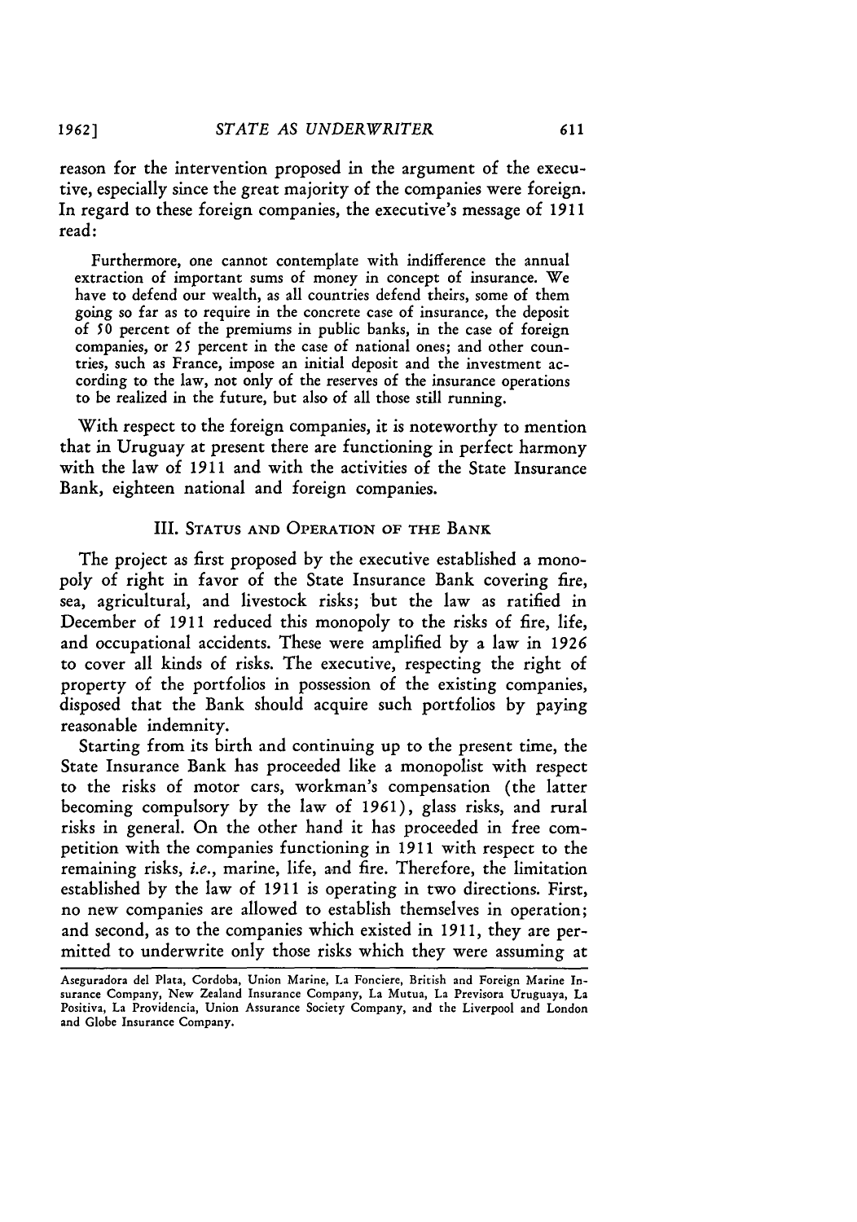reason for the intervention proposed in the argument of the executive, especially since the great majority of the companies were foreign. In regard to these foreign companies, the executive's message of 1911 read:

> Furthermore, one cannot contemplate with indifference the annual extraction of important sums of money in concept of insurance. We have to defend our wealth, as all countries defend theirs, some of them going so far as to require in the concrete case of insurance, the deposit of 50 percent of the premiums in public banks, in the case of foreign companies, or 25 percent in the case of national ones; and other countries, such as France, impose an initial deposit and the investment according to the law, not only of the reserves of the insurance operations to be realized in the future, but also of all those still running.

With respect to the foreign companies, it is noteworthy to mention that in Uruguay at present there are functioning in perfect harmony with the law of 1911 and with the activities of the State Insurance Bank, eighteen national and foreign companies.

## III. Status and Operation of the Bank

The project as first proposed by the executive established a monopoly of right in favor of the State Insurance Bank covering fire, sea, agricultural, and livestock risks; but the law as ratified in December of 1911 reduced this monopoly to the risks of fire, life, and occupational accidents. These were amplified by a law in 1926 to cover all kinds of risks. The executive, respecting the right of property of the portfolios in possession of the existing companies, disposed that the Bank should acquire such portfolios by paying reasonable indemnity.

Starting from its birth and continuing up to the present time, the State Insurance Bank has proceeded like a monopolist with respect to the risks of motor cars, workman's compensation (the latter becoming compulsory by the law of 1961), glass risks, and rural risks in general. On the other hand it has proceeded in free competition with the companies functioning in 1911 with respect to the remaining risks, *i.e.*, marine, life, and fire. Therefore, the limitation established by the law of 1911 is operating in two directions. First, no new companies are allowed to establish themselves in operation; and second, as to the companies which existed in 1911, they are permitted to underwrite only those risks which they were assuming at

---

Aseguradora del Plata, Cordoba, Union Marine, La Fonciere, British and Foreign Marine Insurance Company, New Zealand Insurance Company, La Mutua, La Previsora Uruguaya, La Positiva, La Providencia, Union Assurance Society Company, and the Liverpool and London and Globe Insurance Company.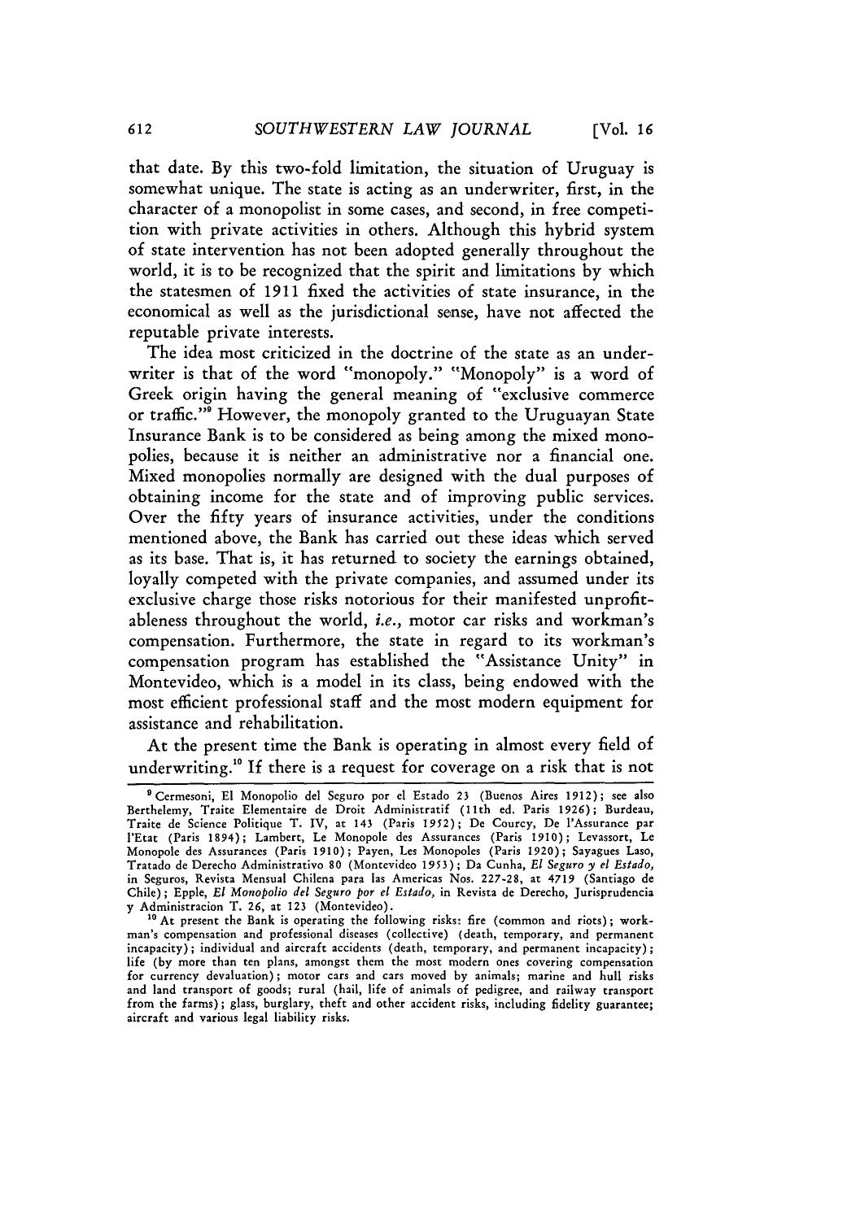that date. By this two-fold limitation, the situation of Uruguay is somewhat unique. The state is acting as an underwriter, first, in the character of a monopolist in some cases, and second, in free competition with private activities in others. Although this hybrid system of state intervention has not been adopted generally throughout the world, it is to be recognized that the spirit and limitations by which the statesmen of 1911 fixed the activities of state insurance, in the economical as well as the jurisdictional sense, have not affected the reputable private interests.

The idea most criticized in the doctrine of the state as an underwriter is that of the word "monopoly." "Monopoly" is a word of Greek origin having the general meaning of "exclusive commerce or traffic."[9] However, the monopoly granted to the Uruguayan State Insurance Bank is to be considered as being among the mixed monopolies, because it is neither an administrative nor a financial one. Mixed monopolies normally are designed with the dual purposes of obtaining income for the state and of improving public services. Over the fifty years of insurance activities, under the conditions mentioned above, the Bank has carried out these ideas which served as its base. That is, it has returned to society the earnings obtained, loyally competed with the private companies, and assumed under its exclusive charge those risks notorious for their manifested unprofitableness throughout the world, *i.e.*, motor car risks and workman's compensation. Furthermore, the state in regard to its workman's compensation program has established the "Assistance Unity" in Montevideo, which is a model in its class, being endowed with the most efficient professional staff and the most modern equipment for assistance and rehabilitation.

At the present time the Bank is operating in almost every field of underwriting.[10] If there is a request for coverage on a risk that is not

---

[9] Cermesoni, El Monopolio del Seguro por el Estado 23 (Buenos Aires 1912); see also Berthelemy, Traite Elementaire de Droit Administratif (11th ed. Paris 1926); Burdeau, Traite de Science Politique T. IV, at 143 (Paris 1952); De Courcy, De l'Assurance par l'Etat (Paris 1894); Lambert, Le Monopole des Assurances (Paris 1910); Levassort, Le Monopole des Assurances (Paris 1910); Payen, Les Monopoles (Paris 1920); Sayagues Laso, Tratado de Derecho Administrativo 80 (Montevideo 1953); Da Cunha, *El Seguro y el Estado*, in Seguros, Revista Mensual Chilena para las Americas Nos. 227-28, at 4719 (Santiago de Chile); Epple, *El Monopolio del Seguro por el Estado*, in Revista de Derecho, Jurisprudencia y Administracion T. 26, at 123 (Montevideo).

[10] At present the Bank is operating the following risks: fire (common and riots); workman's compensation and professional diseases (collective) (death, temporary, and permanent incapacity); individual and aircraft accidents (death, temporary, and permanent incapacity); life (by more than ten plans, amongst them the most modern ones covering compensation for currency devaluation); motor cars and cars moved by animals; marine and hull risks and land transport of goods; rural (hail, life of animals of pedigree, and railway transport from the farms); glass, burglary, theft and other accident risks, including fidelity guarantee; aircraft and various legal liability risks.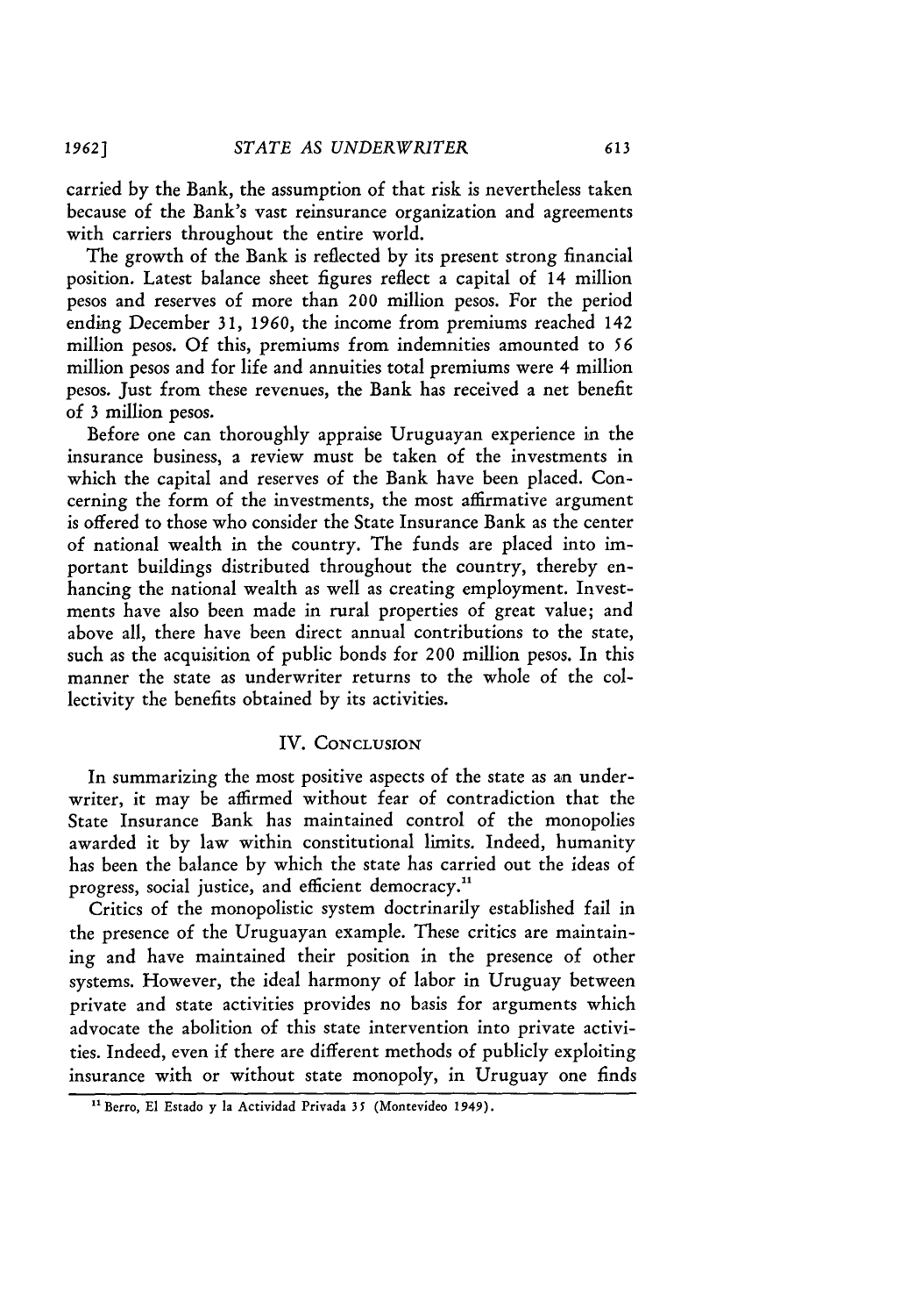carried by the Bank, the assumption of that risk is nevertheless taken because of the Bank's vast reinsurance organization and agreements with carriers throughout the entire world.

The growth of the Bank is reflected by its present strong financial position. Latest balance sheet figures reflect a capital of 14 million pesos and reserves of more than 200 million pesos. For the period ending December 31, 1960, the income from premiums reached 142 million pesos. Of this, premiums from indemnities amounted to 56 million pesos and for life and annuities total premiums were 4 million pesos. Just from these revenues, the Bank has received a net benefit of 3 million pesos.

Before one can thoroughly appraise Uruguayan experience in the insurance business, a review must be taken of the investments in which the capital and reserves of the Bank have been placed. Concerning the form of the investments, the most affirmative argument is offered to those who consider the State Insurance Bank as the center of national wealth in the country. The funds are placed into important buildings distributed throughout the country, thereby enhancing the national wealth as well as creating employment. Investments have also been made in rural properties of great value; and above all, there have been direct annual contributions to the state, such as the acquisition of public bonds for 200 million pesos. In this manner the state as underwriter returns to the whole of the collectivity the benefits obtained by its activities.

## IV. Conclusion

In summarizing the most positive aspects of the state as an underwriter, it may be affirmed without fear of contradiction that the State Insurance Bank has maintained control of the monopolies awarded it by law within constitutional limits. Indeed, humanity has been the balance by which the state has carried out the ideas of progress, social justice, and efficient democracy.[11]

Critics of the monopolistic system doctrinarily established fail in the presence of the Uruguayan example. These critics are maintaining and have maintained their position in the presence of other systems. However, the ideal harmony of labor in Uruguay between private and state activities provides no basis for arguments which advocate the abolition of this state intervention into private activities. Indeed, even if there are different methods of publicly exploiting insurance with or without state monopoly, in Uruguay one finds

[11] Berro, El Estado y la Actividad Privada 35 (Montevideo 1949).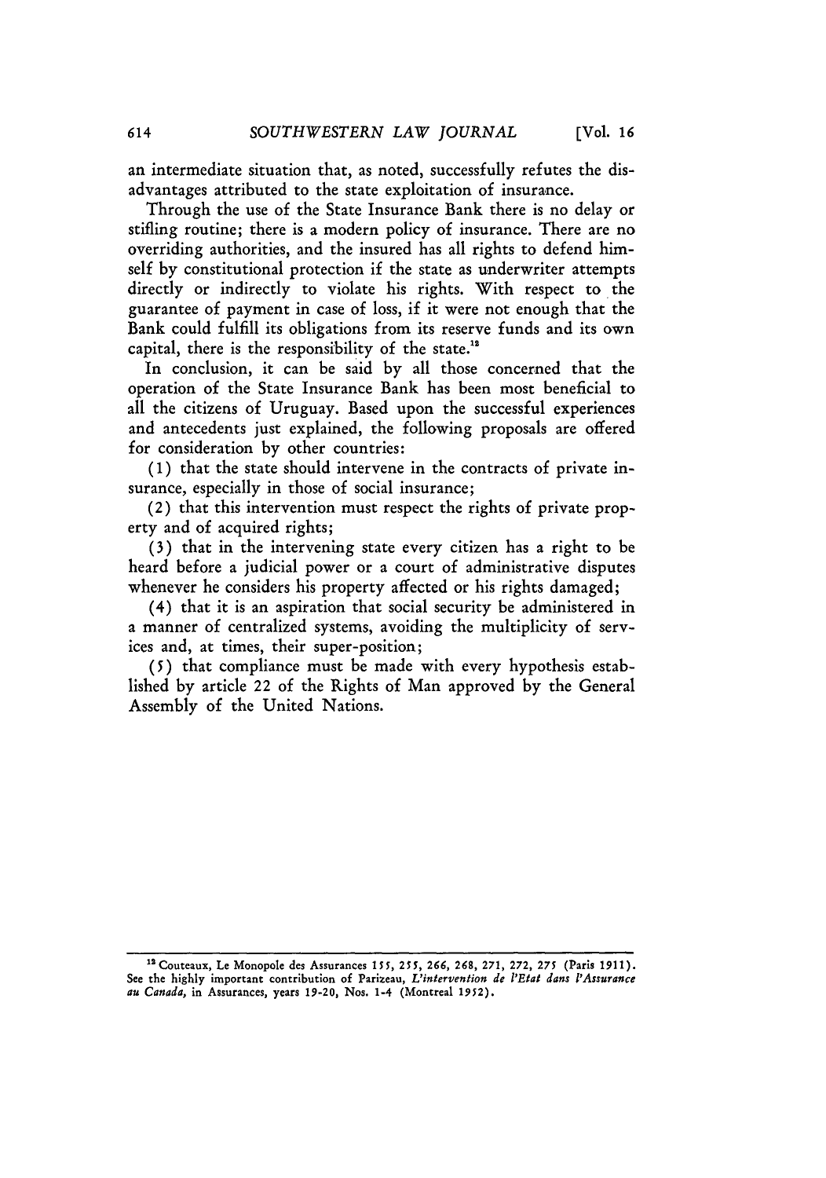an intermediate situation that, as noted, successfully refutes the disadvantages attributed to the state exploitation of insurance.

Through the use of the State Insurance Bank there is no delay or stifling routine; there is a modern policy of insurance. There are no overriding authorities, and the insured has all rights to defend himself by constitutional protection if the state as underwriter attempts directly or indirectly to violate his rights. With respect to the guarantee of payment in case of loss, if it were not enough that the Bank could fulfill its obligations from its reserve funds and its own capital, there is the responsibility of the state.[12]

In conclusion, it can be said by all those concerned that the operation of the State Insurance Bank has been most beneficial to all the citizens of Uruguay. Based upon the successful experiences and antecedents just explained, the following proposals are offered for consideration by other countries:

(1) that the state should intervene in the contracts of private insurance, especially in those of social insurance;

(2) that this intervention must respect the rights of private property and of acquired rights;

(3) that in the intervening state every citizen has a right to be heard before a judicial power or a court of administrative disputes whenever he considers his property affected or his rights damaged;

(4) that it is an aspiration that social security be administered in a manner of centralized systems, avoiding the multiplicity of services and, at times, their super-position;

(5) that compliance must be made with every hypothesis established by article 22 of the Rights of Man approved by the General Assembly of the United Nations.

---

[12] Couteaux, Le Monopole des Assurances 155, 255, 266, 268, 271, 272, 275 (Paris 1911). See the highly important contribution of Parizeau, *L'intervention de l'Etat dans l'Assurance au Canada,* in Assurances, years 19-20, Nos. 1-4 (Montreal 1952).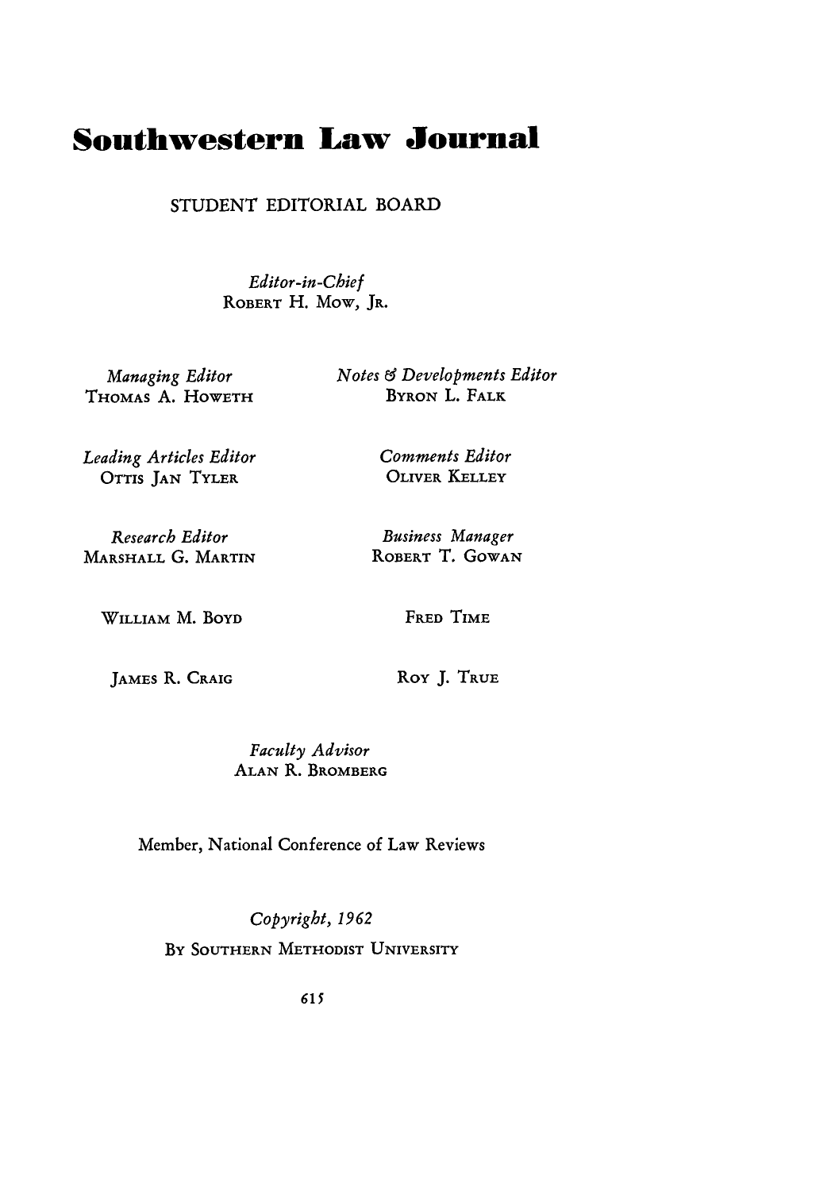# Southwestern Law Journal

STUDENT EDITORIAL BOARD

*Editor-in-Chief*
ROBERT H. MOW, JR.

*Managing Editor*
THOMAS A. HOWETH

*Notes & Developments Editor*
BYRON L. FALK

*Leading Articles Editor*
OTTIS JAN TYLER

*Comments Editor*
OLIVER KELLEY

*Research Editor*
MARSHALL G. MARTIN

*Business Manager*
ROBERT T. GOWAN

WILLIAM M. BOYD

FRED TIME

JAMES R. CRAIG

ROY J. TRUE

*Faculty Advisor*
ALAN R. BROMBERG

Member, National Conference of Law Reviews

*Copyright, 1962*
BY SOUTHERN METHODIST UNIVERSITY